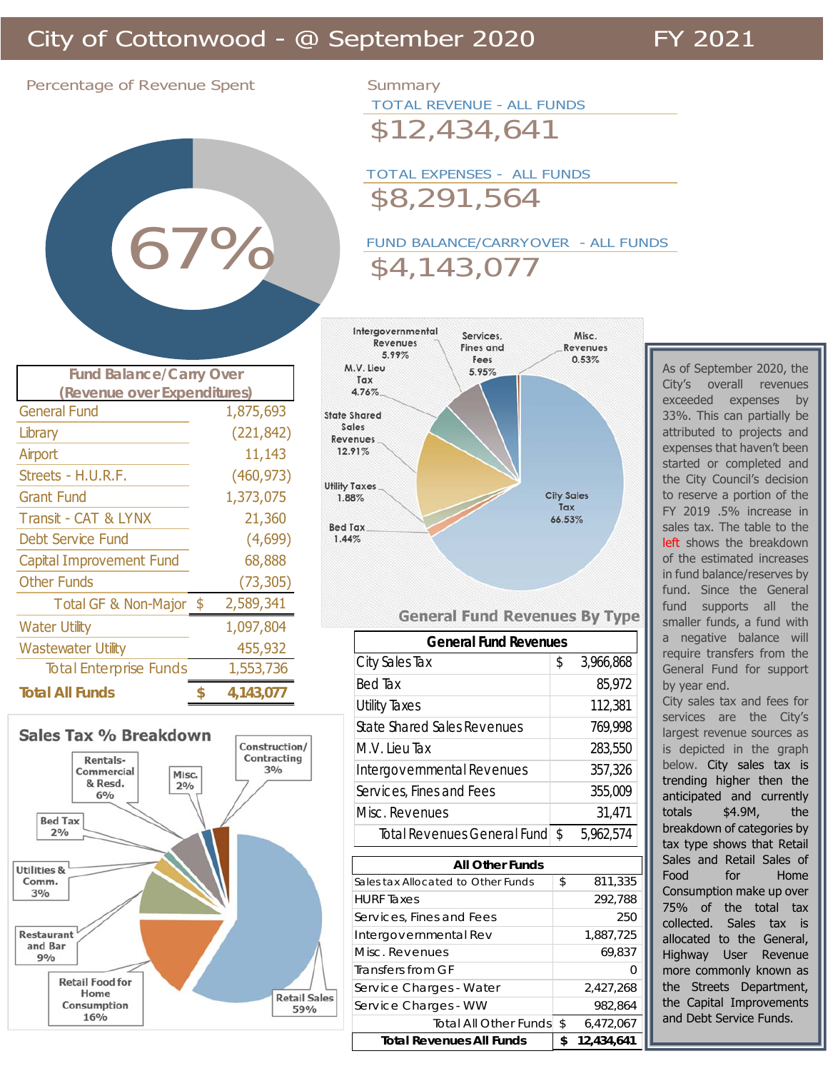# City of Cottonwood - @ September 2020 FY 2021

## Percentage of Revenue Spent

67%

## Summary

TOTAL REVENUE - ALL FUNDS

$12,434,641

TOTAL EXPENSES - ALL FUNDS

$8,291,564

FUND BALANCE/CARRYOVER - ALL FUNDS

$4,143,077

| Fund Balance/Carry Over (Revenue over Expenditures) | | |
|---|---|---|
| General Fund | | 1,875,693 |
| Library | | (221,842) |
| Airport | | 11,143 |
| Streets - H.U.R.F. | | (460,973) |
| Grant Fund | | 1,373,075 |
| Transit - CAT & LYNX | | 21,360 |
| Debt Service Fund | | (4,699) |
| Capital Improvement Fund | | 68,888 |
| Other Funds | | (73,305) |
| Total GF & Non-Major | $ | 2,589,341 |
| Water Utility | | 1,097,804 |
| Wastewater Utility | | 455,932 |
| Total Enterprise Funds | | 1,553,736 |
| **Total All Funds** | **$** | **4,143,077** |

## General Fund Revenues By Type

Intergovernmental Revenues 5.99%; Services, Fines and Fees 5.95%; Misc. Revenues 0.53%; M.V. Lieu Tax 4.76%; State Shared Sales Revenues 12.91%; Utility Taxes 1.88%; Bed Tax 1.44%; City Sales Tax 66.53%

| General Fund Revenues | | |
|---|---|---|
| City Sales Tax | $ | 3,966,868 |
| Bed Tax | | 85,972 |
| Utility Taxes | | 112,381 |
| State Shared Sales Revenues | | 769,998 |
| M.V. Lieu Tax | | 283,550 |
| Intergovernmental Revenues | | 357,326 |
| Services, Fines and Fees | | 355,009 |
| Misc. Revenues | | 31,471 |
| Total Revenues General Fund | $ | 5,962,574 |

| All Other Funds | | |
|---|---|---|
| Sales tax Allocated to Other Funds | $ | 811,335 |
| HURF Taxes | | 292,788 |
| Services, Fines and Fees | | 250 |
| Intergovernmental Rev | | 1,887,725 |
| Misc. Revenues | | 69,837 |
| Transfers from GF | | 0 |
| Service Charges - Water | | 2,427,268 |
| Service Charges - WW | | 982,864 |
| Total All Other Funds | $ | 6,472,067 |
| **Total Revenues All Funds** | **$** | **12,434,641** |

## Sales Tax % Breakdown

Retail Sales 59%; Retail Food for Home Consumption 16%; Restaurant and Bar 9%; Utilities & Comm. 3%; Bed Tax 2%; Rentals-Commercial & Resd. 6%; Misc. 2%; Construction/Contracting 3%

As of September 2020, the City's overall revenues exceeded expenses by 33%. This can partially be attributed to projects and expenses that haven't been started or completed and the City Council's decision to reserve a portion of the FY 2019 .5% increase in sales tax. The table to the left shows the breakdown of the estimated increases in fund balance/reserves by fund. Since the General fund supports all the smaller funds, a fund with a negative balance will require transfers from the General Fund for support by year end.

City sales tax and fees for services are the City's largest revenue sources as is depicted in the graph below. City sales tax is trending higher then the anticipated and currently totals $4.9M, the breakdown of categories by tax type shows that Retail Sales and Retail Sales of Food for Home Consumption make up over 75% of the total tax collected. Sales tax is allocated to the General, Highway User Revenue more commonly known as the Streets Department, the Capital Improvements and Debt Service Funds.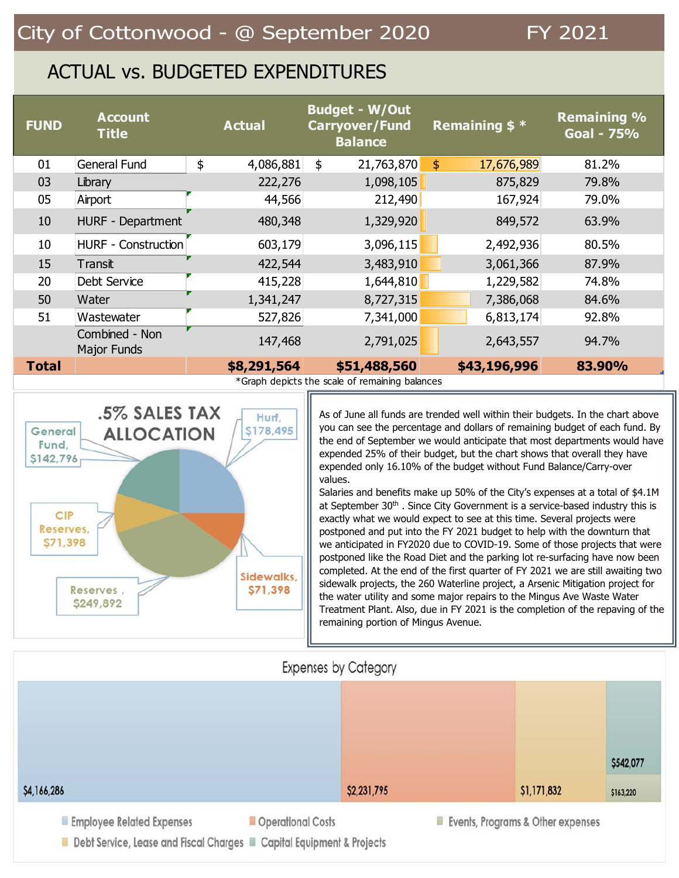# City of Cottonwood - @ September 2020 FY 2021

## ACTUAL vs. BUDGETED EXPENDITURES

| FUND | Account Title | Actual | Budget - W/Out Carryover/Fund Balance | Remaining $ * | Remaining % Goal - 75% |
|---|---|---|---|---|---|
| 01 | General Fund | $ 4,086,881 | $ 21,763,870 | $ 17,676,989 | 81.2% |
| 03 | Library | 222,276 | 1,098,105 | 875,829 | 79.8% |
| 05 | Airport | 44,566 | 212,490 | 167,924 | 79.0% |
| 10 | HURF - Department | 480,348 | 1,329,920 | 849,572 | 63.9% |
| 10 | HURF - Construction | 603,179 | 3,096,115 | 2,492,936 | 80.5% |
| 15 | Transit | 422,544 | 3,483,910 | 3,061,366 | 87.9% |
| 20 | Debt Service | 415,228 | 1,644,810 | 1,229,582 | 74.8% |
| 50 | Water | 1,341,247 | 8,727,315 | 7,386,068 | 84.6% |
| 51 | Wastewater | 527,826 | 7,341,000 | 6,813,174 | 92.8% |
| | Combined - Non Major Funds | 147,468 | 2,791,025 | 2,643,557 | 94.7% |
| **Total** | | **$8,291,564** | **$51,488,560** | **$43,196,996** | **83.90%** |

*Graph depicts the scale of remaining balances

.5% SALES TAX ALLOCATION

Hurf, $178,495
General Fund, $142,796
CIP Reserves, $71,398
Sidewalks, $71,398
Reserves , $249,892

As of June all funds are trended well within their budgets. In the chart above you can see the percentage and dollars of remaining budget of each fund. By the end of September we would anticipate that most departments would have expended 25% of their budget, but the chart shows that overall they have expended only 16.10% of the budget without Fund Balance/Carry-over values.

Salaries and benefits make up 50% of the City's expenses at a total of $4.1M at September 30th . Since City Government is a service-based industry this is exactly what we would expect to see at this time. Several projects were postponed and put into the FY 2021 budget to help with the downturn that we anticipated in FY2020 due to COVID-19. Some of those projects that were postponed like the Road Diet and the parking lot re-surfacing have now been completed. At the end of the first quarter of FY 2021 we are still awaiting two sidewalk projects, the 260 Waterline project, a Arsenic Mitigation project for the water utility and some major repairs to the Mingus Ave Waste Water Treatment Plant. Also, due in FY 2021 is the completion of the repaving of the remaining portion of Mingus Avenue.

Expenses by Category

$4,166,286
$2,231,795
$1,171,832
$542,077
$163,220

Employee Related Expenses
Operational Costs
Events, Programs & Other expenses
Debt Service, Lease and Fiscal Charges
Capital Equipment & Projects